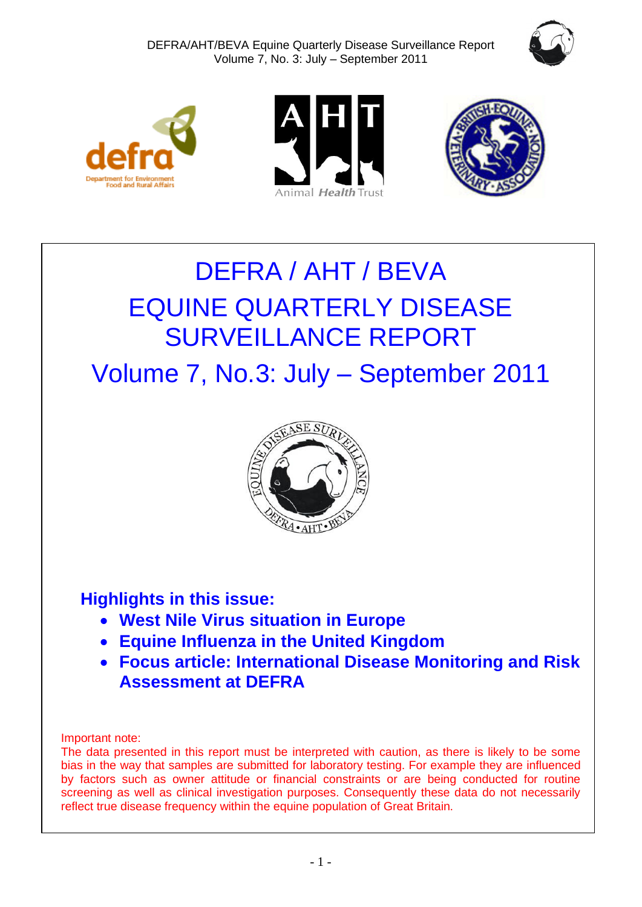# DEFRA / AHT / BEVA

# EQUINE QUARTERLY DISEASE SURVEILLANCE REPORT

## Volume 7, No.3: July – September 2011

**Highlights in this issue:**

- **West Nile Virus situation in Europe**
- **Equine Influenza in the United Kingdom**
- **Focus article: International Disease Monitoring and Risk Assessment at DEFRA**

Important note:
The data presented in this report must be interpreted with caution, as there is likely to be some bias in the way that samples are submitted for laboratory testing. For example they are influenced by factors such as owner attitude or financial constraints or are being conducted for routine screening as well as clinical investigation purposes. Consequently these data do not necessarily reflect true disease frequency within the equine population of Great Britain.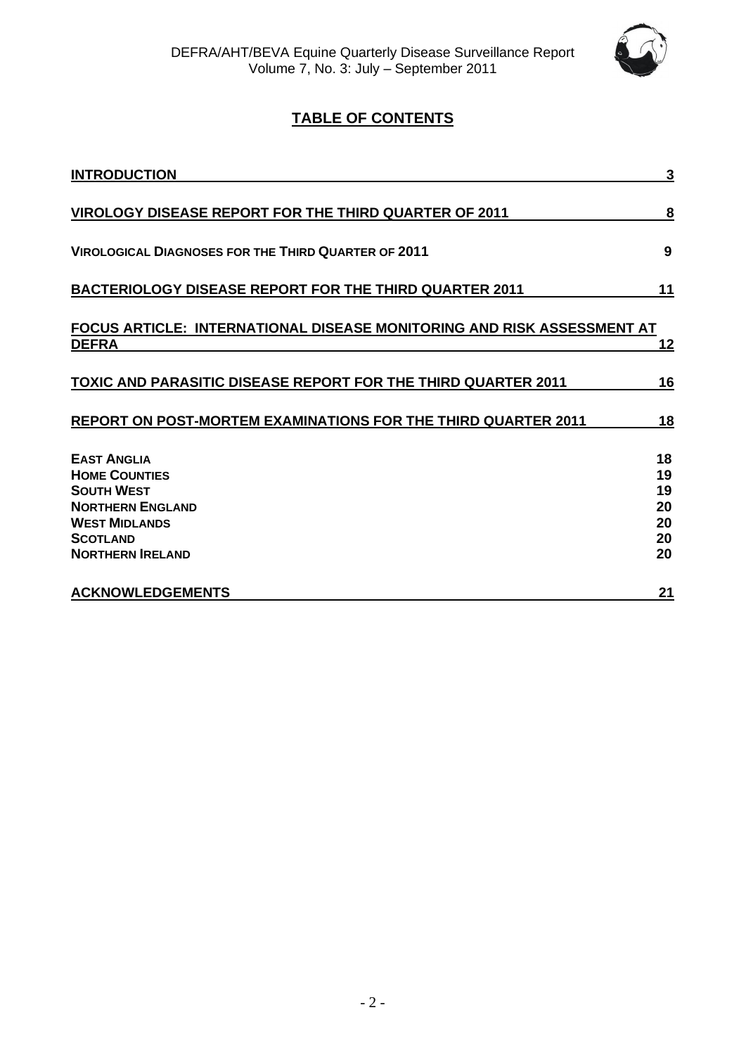# TABLE OF CONTENTS

| | |
|---|---|
| **INTRODUCTION** | **3** |
| **VIROLOGY DISEASE REPORT FOR THE THIRD QUARTER OF 2011** | **8** |
| **VIROLOGICAL DIAGNOSES FOR THE THIRD QUARTER OF 2011** | **9** |
| **BACTERIOLOGY DISEASE REPORT FOR THE THIRD QUARTER 2011** | **11** |
| **FOCUS ARTICLE: INTERNATIONAL DISEASE MONITORING AND RISK ASSESSMENT AT DEFRA** | **12** |
| **TOXIC AND PARASITIC DISEASE REPORT FOR THE THIRD QUARTER 2011** | **16** |
| **REPORT ON POST-MORTEM EXAMINATIONS FOR THE THIRD QUARTER 2011** | **18** |
| **EAST ANGLIA** | **18** |
| **HOME COUNTIES** | **19** |
| **SOUTH WEST** | **19** |
| **NORTHERN ENGLAND** | **20** |
| **WEST MIDLANDS** | **20** |
| **SCOTLAND** | **20** |
| **NORTHERN IRELAND** | **20** |
| **ACKNOWLEDGEMENTS** | **21** |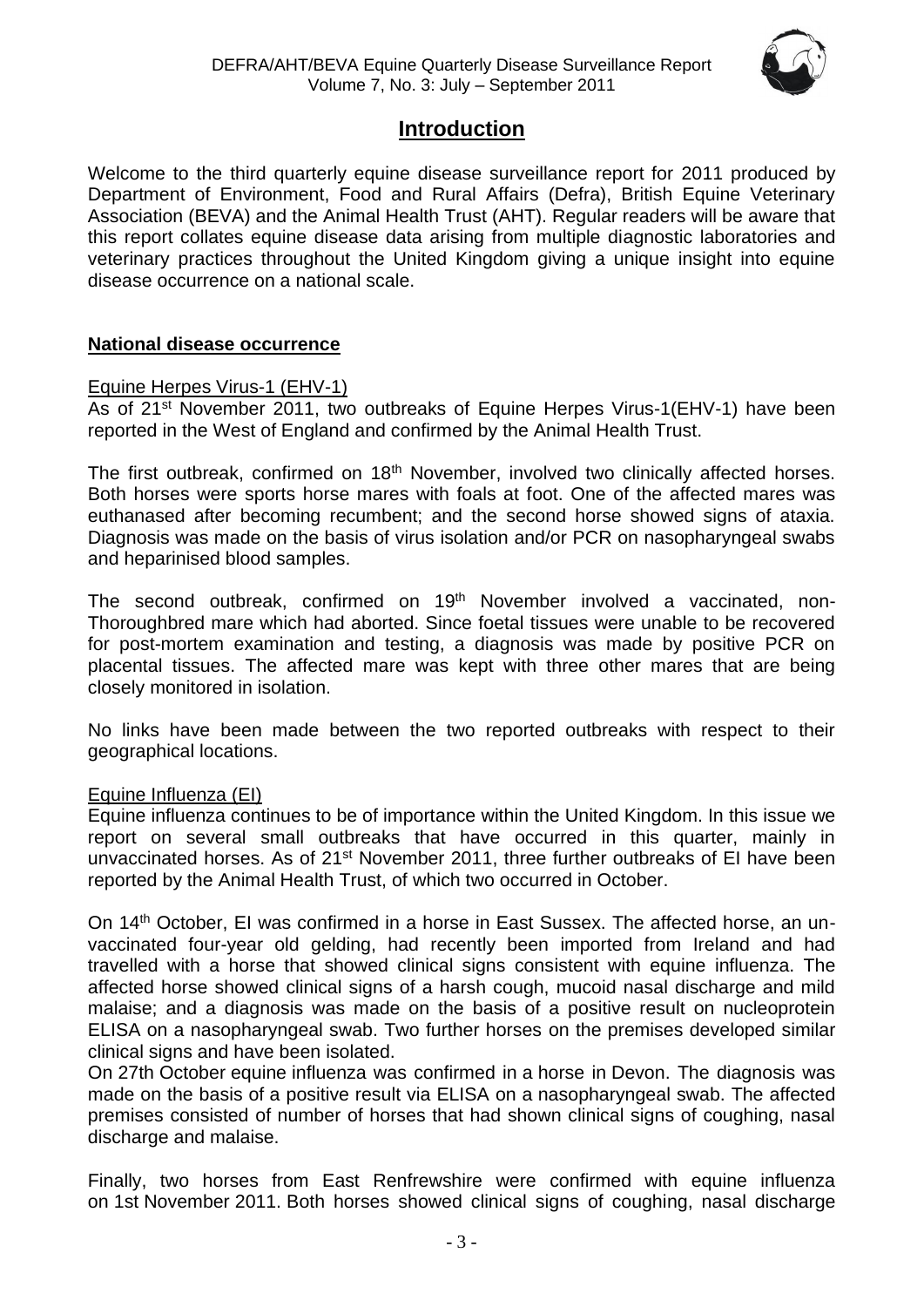# Introduction

Welcome to the third quarterly equine disease surveillance report for 2011 produced by Department of Environment, Food and Rural Affairs (Defra), British Equine Veterinary Association (BEVA) and the Animal Health Trust (AHT). Regular readers will be aware that this report collates equine disease data arising from multiple diagnostic laboratories and veterinary practices throughout the United Kingdom giving a unique insight into equine disease occurrence on a national scale.

## National disease occurrence

### Equine Herpes Virus-1 (EHV-1)

As of 21st November 2011, two outbreaks of Equine Herpes Virus-1(EHV-1) have been reported in the West of England and confirmed by the Animal Health Trust.

The first outbreak, confirmed on 18th November, involved two clinically affected horses. Both horses were sports horse mares with foals at foot. One of the affected mares was euthanased after becoming recumbent; and the second horse showed signs of ataxia. Diagnosis was made on the basis of virus isolation and/or PCR on nasopharyngeal swabs and heparinised blood samples.

The second outbreak, confirmed on 19th November involved a vaccinated, non-Thoroughbred mare which had aborted. Since foetal tissues were unable to be recovered for post-mortem examination and testing, a diagnosis was made by positive PCR on placental tissues. The affected mare was kept with three other mares that are being closely monitored in isolation.

No links have been made between the two reported outbreaks with respect to their geographical locations.

### Equine Influenza (EI)

Equine influenza continues to be of importance within the United Kingdom. In this issue we report on several small outbreaks that have occurred in this quarter, mainly in unvaccinated horses. As of 21st November 2011, three further outbreaks of EI have been reported by the Animal Health Trust, of which two occurred in October.

On 14th October, EI was confirmed in a horse in East Sussex. The affected horse, an un-vaccinated four-year old gelding, had recently been imported from Ireland and had travelled with a horse that showed clinical signs consistent with equine influenza. The affected horse showed clinical signs of a harsh cough, mucoid nasal discharge and mild malaise; and a diagnosis was made on the basis of a positive result on nucleoprotein ELISA on a nasopharyngeal swab. Two further horses on the premises developed similar clinical signs and have been isolated.

On 27th October equine influenza was confirmed in a horse in Devon. The diagnosis was made on the basis of a positive result via ELISA on a nasopharyngeal swab. The affected premises consisted of number of horses that had shown clinical signs of coughing, nasal discharge and malaise.

Finally, two horses from East Renfrewshire were confirmed with equine influenza on 1st November 2011. Both horses showed clinical signs of coughing, nasal discharge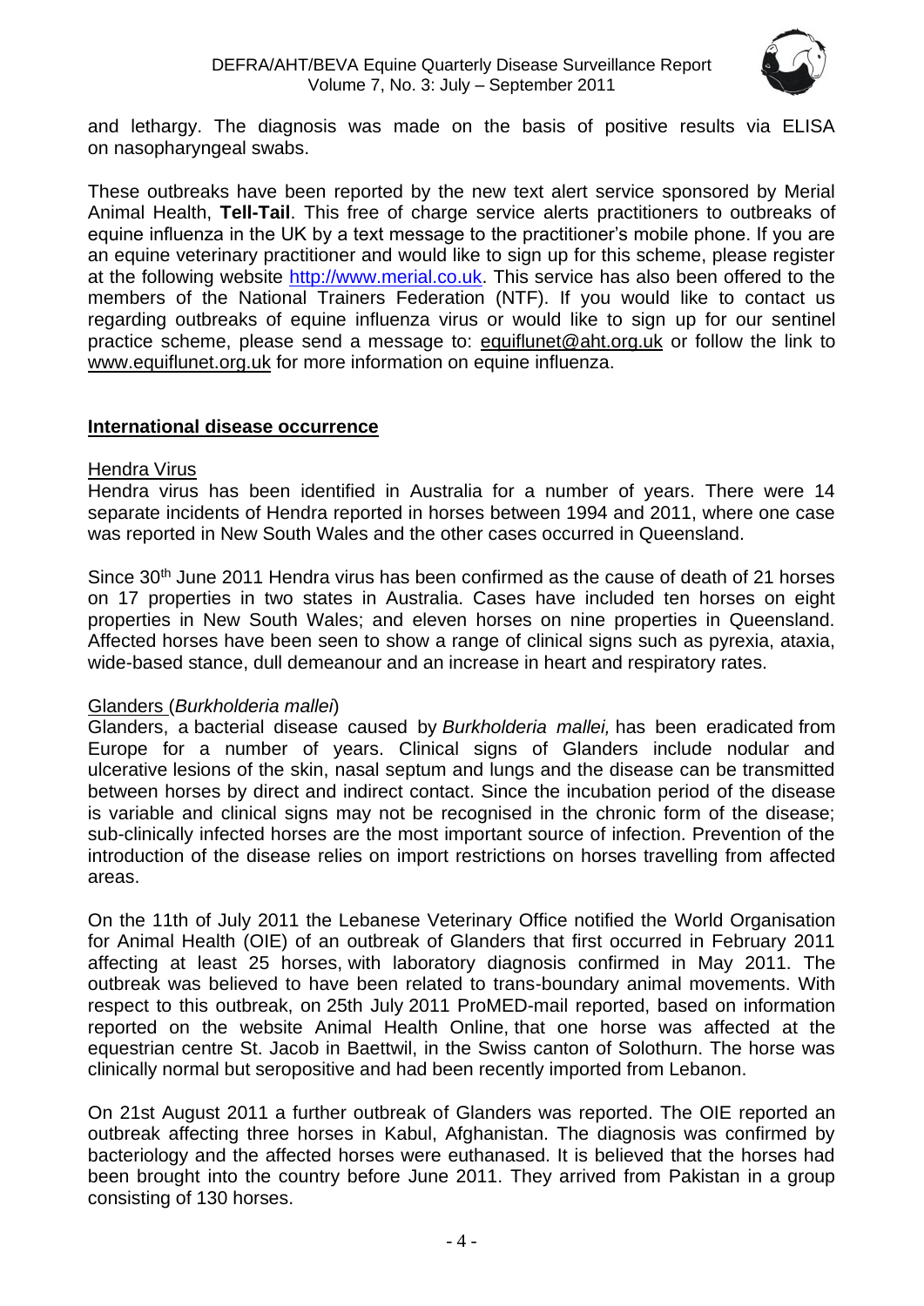and lethargy. The diagnosis was made on the basis of positive results via ELISA on nasopharyngeal swabs.

These outbreaks have been reported by the new text alert service sponsored by Merial Animal Health, **Tell-Tail**. This free of charge service alerts practitioners to outbreaks of equine influenza in the UK by a text message to the practitioner's mobile phone. If you are an equine veterinary practitioner and would like to sign up for this scheme, please register at the following website [http://www.merial.co.uk](http://www.merial.co.uk). This service has also been offered to the members of the National Trainers Federation (NTF). If you would like to contact us regarding outbreaks of equine influenza virus or would like to sign up for our sentinel practice scheme, please send a message to: equiflunet@aht.org.uk or follow the link to www.equiflunet.org.uk for more information on equine influenza.

## International disease occurrence

### Hendra Virus

Hendra virus has been identified in Australia for a number of years. There were 14 separate incidents of Hendra reported in horses between 1994 and 2011, where one case was reported in New South Wales and the other cases occurred in Queensland.

Since 30th June 2011 Hendra virus has been confirmed as the cause of death of 21 horses on 17 properties in two states in Australia. Cases have included ten horses on eight properties in New South Wales; and eleven horses on nine properties in Queensland. Affected horses have been seen to show a range of clinical signs such as pyrexia, ataxia, wide-based stance, dull demeanour and an increase in heart and respiratory rates.

### Glanders (*Burkholderia mallei*)

Glanders, a bacterial disease caused by *Burkholderia mallei,* has been eradicated from Europe for a number of years. Clinical signs of Glanders include nodular and ulcerative lesions of the skin, nasal septum and lungs and the disease can be transmitted between horses by direct and indirect contact. Since the incubation period of the disease is variable and clinical signs may not be recognised in the chronic form of the disease; sub-clinically infected horses are the most important source of infection. Prevention of the introduction of the disease relies on import restrictions on horses travelling from affected areas.

On the 11th of July 2011 the Lebanese Veterinary Office notified the World Organisation for Animal Health (OIE) of an outbreak of Glanders that first occurred in February 2011 affecting at least 25 horses, with laboratory diagnosis confirmed in May 2011. The outbreak was believed to have been related to trans-boundary animal movements. With respect to this outbreak, on 25th July 2011 ProMED-mail reported, based on information reported on the website Animal Health Online, that one horse was affected at the equestrian centre St. Jacob in Baettwil, in the Swiss canton of Solothurn. The horse was clinically normal but seropositive and had been recently imported from Lebanon.

On 21st August 2011 a further outbreak of Glanders was reported. The OIE reported an outbreak affecting three horses in Kabul, Afghanistan. The diagnosis was confirmed by bacteriology and the affected horses were euthanased. It is believed that the horses had been brought into the country before June 2011. They arrived from Pakistan in a group consisting of 130 horses.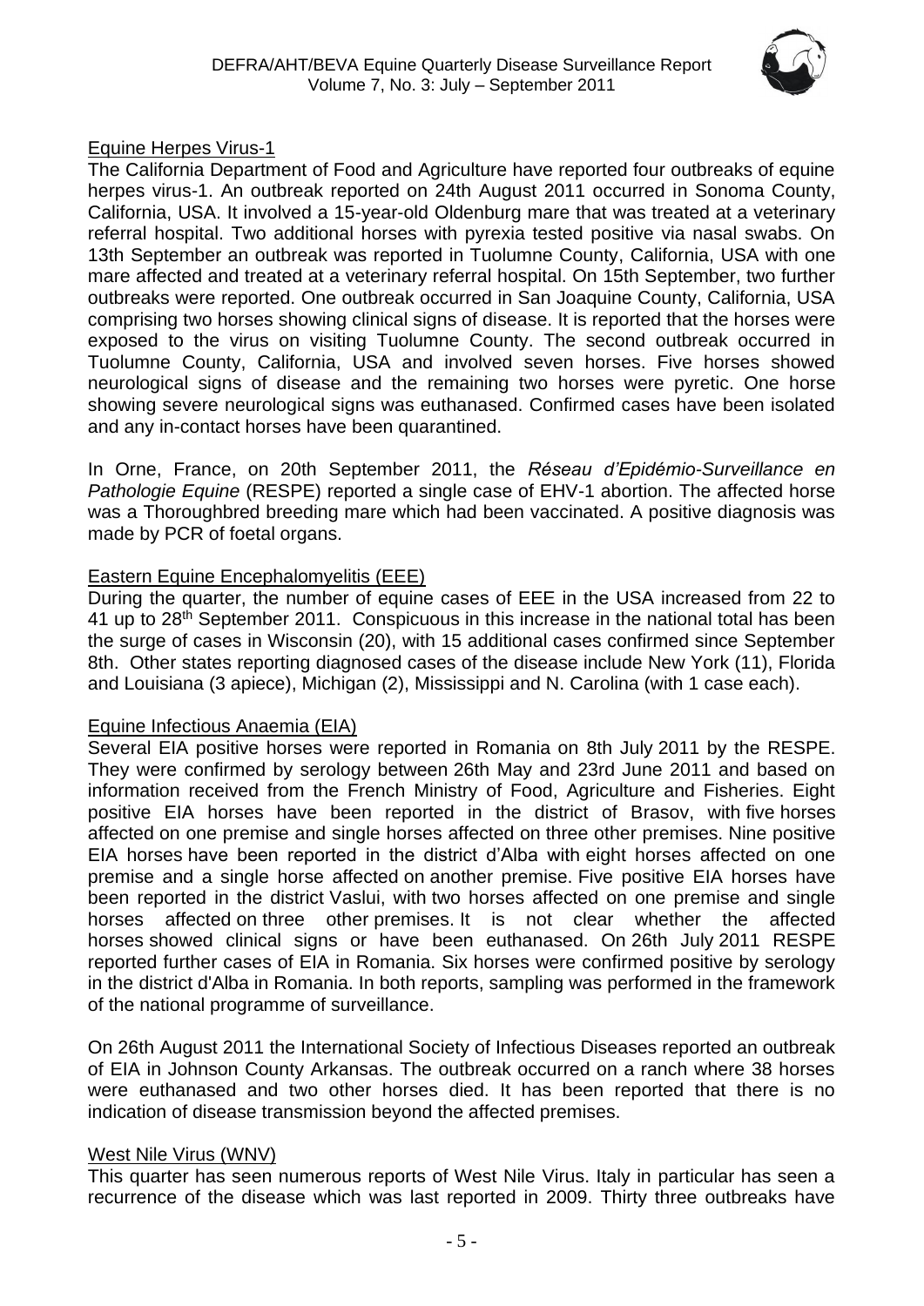Equine Herpes Virus-1

The California Department of Food and Agriculture have reported four outbreaks of equine herpes virus-1. An outbreak reported on 24th August 2011 occurred in Sonoma County, California, USA. It involved a 15-year-old Oldenburg mare that was treated at a veterinary referral hospital. Two additional horses with pyrexia tested positive via nasal swabs. On 13th September an outbreak was reported in Tuolumne County, California, USA with one mare affected and treated at a veterinary referral hospital. On 15th September, two further outbreaks were reported. One outbreak occurred in San Joaquine County, California, USA comprising two horses showing clinical signs of disease. It is reported that the horses were exposed to the virus on visiting Tuolumne County. The second outbreak occurred in Tuolumne County, California, USA and involved seven horses. Five horses showed neurological signs of disease and the remaining two horses were pyretic. One horse showing severe neurological signs was euthanased. Confirmed cases have been isolated and any in-contact horses have been quarantined.

In Orne, France, on 20th September 2011, the *Réseau d'Epidémio-Surveillance en Pathologie Equine* (RESPE) reported a single case of EHV-1 abortion. The affected horse was a Thoroughbred breeding mare which had been vaccinated. A positive diagnosis was made by PCR of foetal organs.

Eastern Equine Encephalomyelitis (EEE)

During the quarter, the number of equine cases of EEE in the USA increased from 22 to 41 up to 28th September 2011. Conspicuous in this increase in the national total has been the surge of cases in Wisconsin (20), with 15 additional cases confirmed since September 8th. Other states reporting diagnosed cases of the disease include New York (11), Florida and Louisiana (3 apiece), Michigan (2), Mississippi and N. Carolina (with 1 case each).

Equine Infectious Anaemia (EIA)

Several EIA positive horses were reported in Romania on 8th July 2011 by the RESPE. They were confirmed by serology between 26th May and 23rd June 2011 and based on information received from the French Ministry of Food, Agriculture and Fisheries. Eight positive EIA horses have been reported in the district of Brasov, with five horses affected on one premise and single horses affected on three other premises. Nine positive EIA horses have been reported in the district d'Alba with eight horses affected on one premise and a single horse affected on another premise. Five positive EIA horses have been reported in the district Vaslui, with two horses affected on one premise and single horses affected on three other premises. It is not clear whether the affected horses showed clinical signs or have been euthanased. On 26th July 2011 RESPE reported further cases of EIA in Romania. Six horses were confirmed positive by serology in the district d'Alba in Romania. In both reports, sampling was performed in the framework of the national programme of surveillance.

On 26th August 2011 the International Society of Infectious Diseases reported an outbreak of EIA in Johnson County Arkansas. The outbreak occurred on a ranch where 38 horses were euthanased and two other horses died. It has been reported that there is no indication of disease transmission beyond the affected premises.

West Nile Virus (WNV)

This quarter has seen numerous reports of West Nile Virus. Italy in particular has seen a recurrence of the disease which was last reported in 2009. Thirty three outbreaks have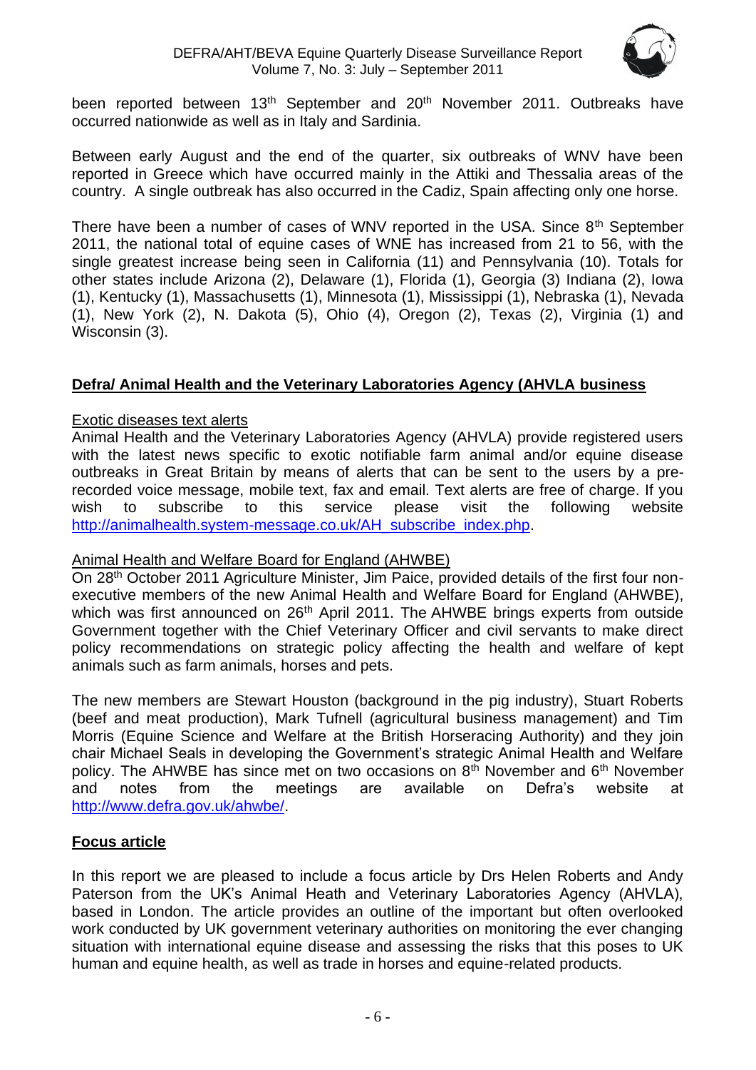been reported between 13th September and 20th November 2011. Outbreaks have occurred nationwide as well as in Italy and Sardinia.

Between early August and the end of the quarter, six outbreaks of WNV have been reported in Greece which have occurred mainly in the Attiki and Thessalia areas of the country. A single outbreak has also occurred in the Cadiz, Spain affecting only one horse.

There have been a number of cases of WNV reported in the USA. Since 8th September 2011, the national total of equine cases of WNE has increased from 21 to 56, with the single greatest increase being seen in California (11) and Pennsylvania (10). Totals for other states include Arizona (2), Delaware (1), Florida (1), Georgia (3) Indiana (2), Iowa (1), Kentucky (1), Massachusetts (1), Minnesota (1), Mississippi (1), Nebraska (1), Nevada (1), New York (2), N. Dakota (5), Ohio (4), Oregon (2), Texas (2), Virginia (1) and Wisconsin (3).

## Defra/ Animal Health and the Veterinary Laboratories Agency (AHVLA business

### Exotic diseases text alerts

Animal Health and the Veterinary Laboratories Agency (AHVLA) provide registered users with the latest news specific to exotic notifiable farm animal and/or equine disease outbreaks in Great Britain by means of alerts that can be sent to the users by a pre-recorded voice message, mobile text, fax and email. Text alerts are free of charge. If you wish to subscribe to this service please visit the following website http://animalhealth.system-message.co.uk/AH_subscribe_index.php.

### Animal Health and Welfare Board for England (AHWBE)

On 28th October 2011 Agriculture Minister, Jim Paice, provided details of the first four non-executive members of the new Animal Health and Welfare Board for England (AHWBE), which was first announced on 26th April 2011. The AHWBE brings experts from outside Government together with the Chief Veterinary Officer and civil servants to make direct policy recommendations on strategic policy affecting the health and welfare of kept animals such as farm animals, horses and pets.

The new members are Stewart Houston (background in the pig industry), Stuart Roberts (beef and meat production), Mark Tufnell (agricultural business management) and Tim Morris (Equine Science and Welfare at the British Horseracing Authority) and they join chair Michael Seals in developing the Government's strategic Animal Health and Welfare policy. The AHWBE has since met on two occasions on 8th November and 6th November and notes from the meetings are available on Defra's website at http://www.defra.gov.uk/ahwbe/.

## Focus article

In this report we are pleased to include a focus article by Drs Helen Roberts and Andy Paterson from the UK's Animal Heath and Veterinary Laboratories Agency (AHVLA), based in London. The article provides an outline of the important but often overlooked work conducted by UK government veterinary authorities on monitoring the ever changing situation with international equine disease and assessing the risks that this poses to UK human and equine health, as well as trade in horses and equine-related products.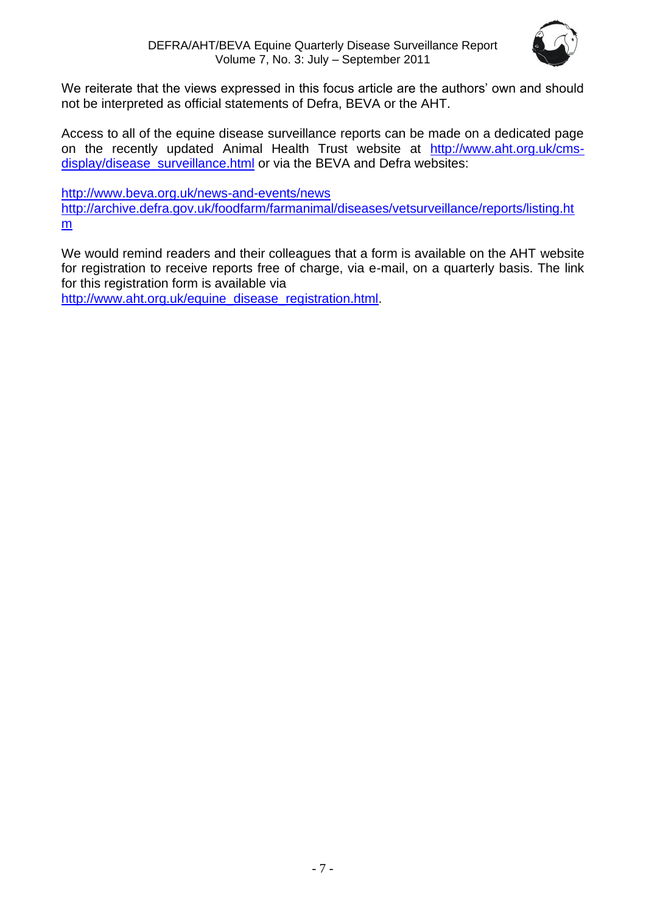We reiterate that the views expressed in this focus article are the authors' own and should not be interpreted as official statements of Defra, BEVA or the AHT.

Access to all of the equine disease surveillance reports can be made on a dedicated page on the recently updated Animal Health Trust website at [http://www.aht.org.uk/cms-display/disease_surveillance.html](http://www.aht.org.uk/cms-display/disease_surveillance.html) or via the BEVA and Defra websites:

[http://www.beva.org.uk/news-and-events/news](http://www.beva.org.uk/news-and-events/news)
[http://archive.defra.gov.uk/foodfarm/farmanimal/diseases/vetsurveillance/reports/listing.htm](http://archive.defra.gov.uk/foodfarm/farmanimal/diseases/vetsurveillance/reports/listing.htm)

We would remind readers and their colleagues that a form is available on the AHT website for registration to receive reports free of charge, via e-mail, on a quarterly basis. The link for this registration form is available via [http://www.aht.org.uk/equine_disease_registration.html](http://www.aht.org.uk/equine_disease_registration.html).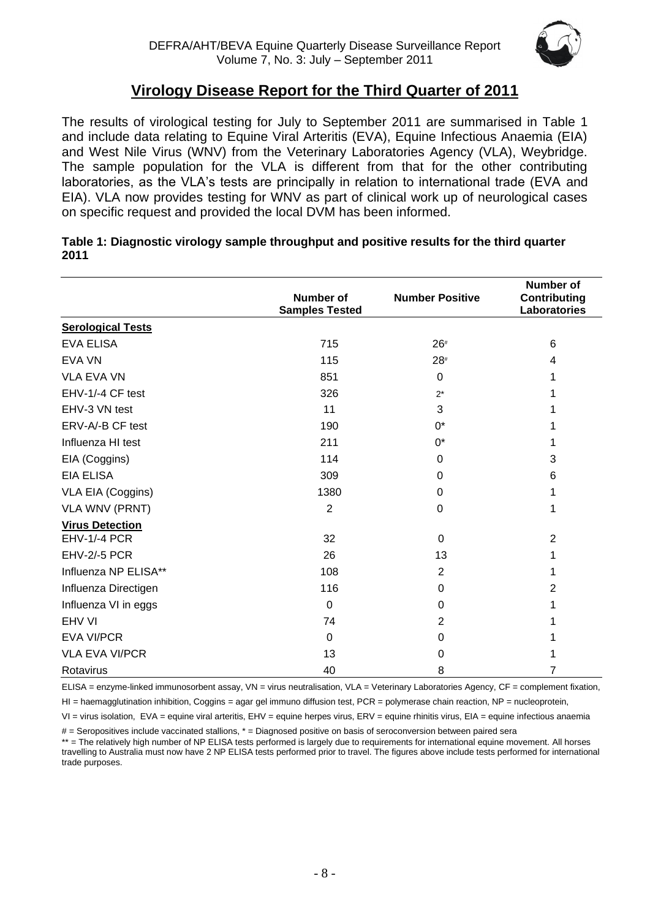## Virology Disease Report for the Third Quarter of 2011

The results of virological testing for July to September 2011 are summarised in Table 1 and include data relating to Equine Viral Arteritis (EVA), Equine Infectious Anaemia (EIA) and West Nile Virus (WNV) from the Veterinary Laboratories Agency (VLA), Weybridge. The sample population for the VLA is different from that for the other contributing laboratories, as the VLA's tests are principally in relation to international trade (EVA and EIA). VLA now provides testing for WNV as part of clinical work up of neurological cases on specific request and provided the local DVM has been informed.

**Table 1: Diagnostic virology sample throughput and positive results for the third quarter 2011**

| | Number of Samples Tested | Number Positive | Number of Contributing Laboratories |
|---|---|---|---|
| **Serological Tests** | | | |
| EVA ELISA | 715 | 26# | 6 |
| EVA VN | 115 | 28# | 4 |
| VLA EVA VN | 851 | 0 | 1 |
| EHV-1/-4 CF test | 326 | 2* | 1 |
| EHV-3 VN test | 11 | 3 | 1 |
| ERV-A/-B CF test | 190 | 0* | 1 |
| Influenza HI test | 211 | 0* | 1 |
| EIA (Coggins) | 114 | 0 | 3 |
| EIA ELISA | 309 | 0 | 6 |
| VLA EIA (Coggins) | 1380 | 0 | 1 |
| VLA WNV (PRNT) | 2 | 0 | 1 |
| **Virus Detection** | | | |
| EHV-1/-4 PCR | 32 | 0 | 2 |
| EHV-2/-5 PCR | 26 | 13 | 1 |
| Influenza NP ELISA** | 108 | 2 | 1 |
| Influenza Directigen | 116 | 0 | 2 |
| Influenza VI in eggs | 0 | 0 | 1 |
| EHV VI | 74 | 2 | 1 |
| EVA VI/PCR | 0 | 0 | 1 |
| VLA EVA VI/PCR | 13 | 0 | 1 |
| Rotavirus | 40 | 8 | 7 |

ELISA = enzyme-linked immunosorbent assay, VN = virus neutralisation, VLA = Veterinary Laboratories Agency, CF = complement fixation, HI = haemagglutination inhibition, Coggins = agar gel immuno diffusion test, PCR = polymerase chain reaction, NP = nucleoprotein, VI = virus isolation, EVA = equine viral arteritis, EHV = equine herpes virus, ERV = equine rhinitis virus, EIA = equine infectious anaemia

# = Seropositives include vaccinated stallions, * = Diagnosed positive on basis of seroconversion between paired sera

** = The relatively high number of NP ELISA tests performed is largely due to requirements for international equine movement. All horses travelling to Australia must now have 2 NP ELISA tests performed prior to travel. The figures above include tests performed for international trade purposes.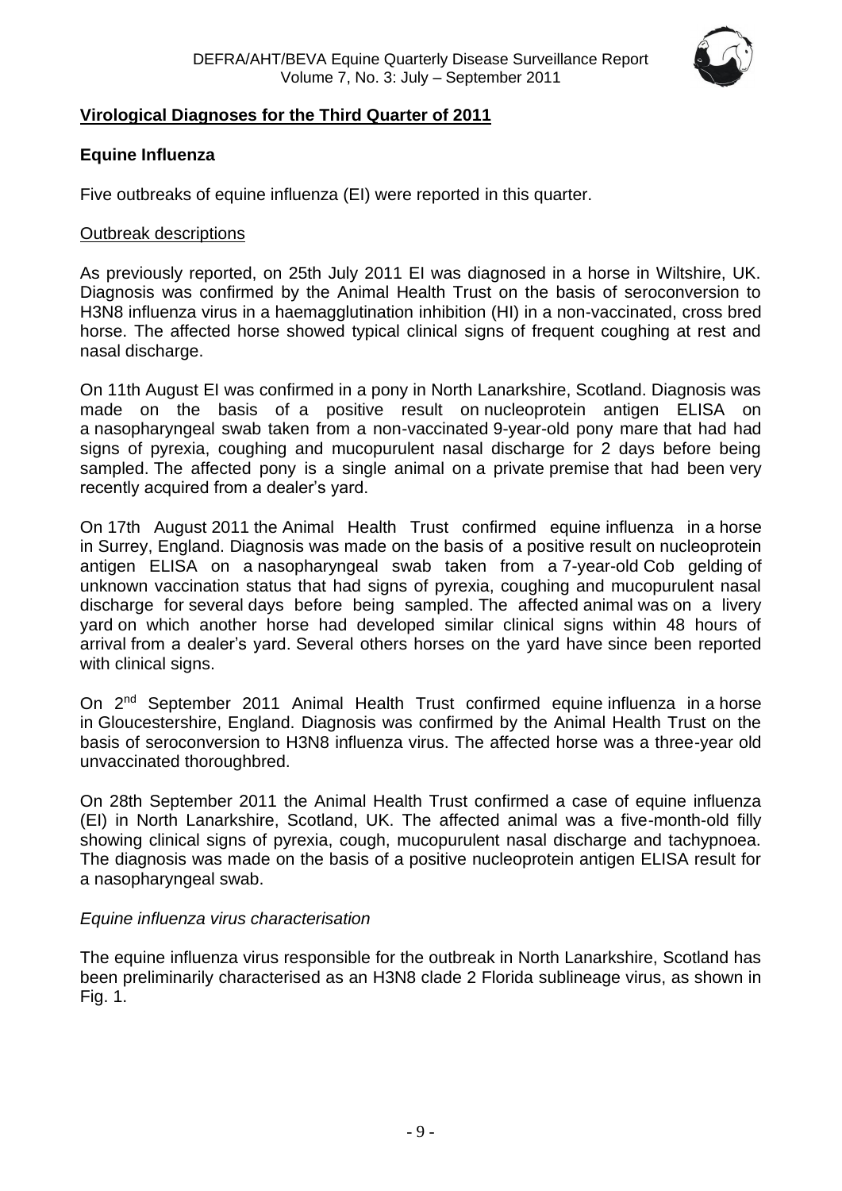## Virological Diagnoses for the Third Quarter of 2011

### Equine Influenza

Five outbreaks of equine influenza (EI) were reported in this quarter.

Outbreak descriptions

As previously reported, on 25th July 2011 EI was diagnosed in a horse in Wiltshire, UK. Diagnosis was confirmed by the Animal Health Trust on the basis of seroconversion to H3N8 influenza virus in a haemagglutination inhibition (HI) in a non-vaccinated, cross bred horse. The affected horse showed typical clinical signs of frequent coughing at rest and nasal discharge.

On 11th August EI was confirmed in a pony in North Lanarkshire, Scotland. Diagnosis was made on the basis of a positive result on nucleoprotein antigen ELISA on a nasopharyngeal swab taken from a non-vaccinated 9-year-old pony mare that had had signs of pyrexia, coughing and mucopurulent nasal discharge for 2 days before being sampled. The affected pony is a single animal on a private premise that had been very recently acquired from a dealer's yard.

On 17th August 2011 the Animal Health Trust confirmed equine influenza in a horse in Surrey, England. Diagnosis was made on the basis of a positive result on nucleoprotein antigen ELISA on a nasopharyngeal swab taken from a 7-year-old Cob gelding of unknown vaccination status that had signs of pyrexia, coughing and mucopurulent nasal discharge for several days before being sampled. The affected animal was on a livery yard on which another horse had developed similar clinical signs within 48 hours of arrival from a dealer's yard. Several others horses on the yard have since been reported with clinical signs.

On 2nd September 2011 Animal Health Trust confirmed equine influenza in a horse in Gloucestershire, England. Diagnosis was confirmed by the Animal Health Trust on the basis of seroconversion to H3N8 influenza virus. The affected horse was a three-year old unvaccinated thoroughbred.

On 28th September 2011 the Animal Health Trust confirmed a case of equine influenza (EI) in North Lanarkshire, Scotland, UK. The affected animal was a five-month-old filly showing clinical signs of pyrexia, cough, mucopurulent nasal discharge and tachypnoea. The diagnosis was made on the basis of a positive nucleoprotein antigen ELISA result for a nasopharyngeal swab.

*Equine influenza virus characterisation*

The equine influenza virus responsible for the outbreak in North Lanarkshire, Scotland has been preliminarily characterised as an H3N8 clade 2 Florida sublineage virus, as shown in Fig. 1.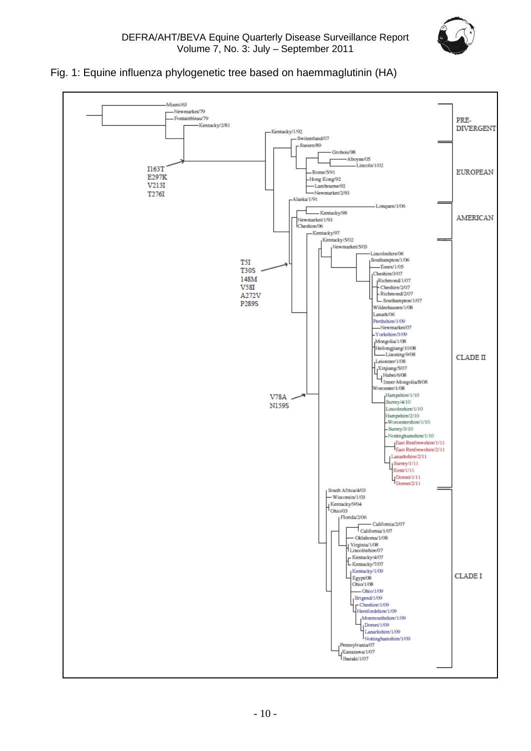Fig. 1: Equine influenza phylogenetic tree based on haemmaglutinin (HA)

PRE-DIVERGENT

EUROPEAN

AMERICAN

CLADE II

CLADE I

Miami/63
Newmarket/79
Fontainbleau/79
Kentucky/2/81
Kentucky/1/92
Switzerland/07
Sussex/89
Grobois/98
Aboyne/05
Lincoln/1/02
Rome/5/91
Hong Kong/92
Lambourne/92
Newmarket/2/93
Alaska/1/91
Lonquen/1/06
Kentucky/98
Newmarket/1/93
Cheshire/06
Kentucky/97
Kentucky/5/02
Newmarket/5/03
Lincolnshire/06
Southampton/1/06
Essex/1/05
Cheshire/3/07
Richmond/1/07
Cheshire/2/07
Richmond/2/07
Southampton/1/07
Wildeshausen/1/08
Lanark/06
Perthshire/1/09
Newmarket/07
Yorkshire/3/09
Mongolia/1/08
Heilongjiang/10/08
Liaoning/9/08
Leicester/1/08
Xinjiang/5/07
Hubei/6/08
Inner-Mongolia/8/08
Worcester/1/08
Hampshire/1/10
Surrey/4/10
Lincolnshire/1/10
Hampshire/2/10
Worcestershire/1/10
Surrey/3/10
Nottinghamshire/1/10
East Renfrewshire/1/11
East Renfrewshire/2/11
Lanarkshire/2/11
Surrey/1/11
Kent/1/11
Dorset/1/11
Dorset/2/11
South Africa/4/03
Wisconsin/1/03
Kentucky/9/04
Ohio/03
Florida/2/06
California/2/07
California/1/07
Oklahoma/1/08
Virginia/1/08
Lincolnshire/07
Kentucky/4/07
Kentucky/7/07
Kentucky/1/09
Egypt/08
Ohio/1/08
Ohio/1/09
Brigend/1/09
Cheshire/1/09
Herefordshire/1/09
Monmouthshire/1/09
Dorset/1/09
Lanarkshire/1/09
Nottinghamshire/1/09
Pennsylvania/07
Kanazawa/1/07
Ibaraki/1/07

I163T
E297K
V213I
T276I

T5I
T30S
148M
V58I
A272V
P289S

V78A
N159S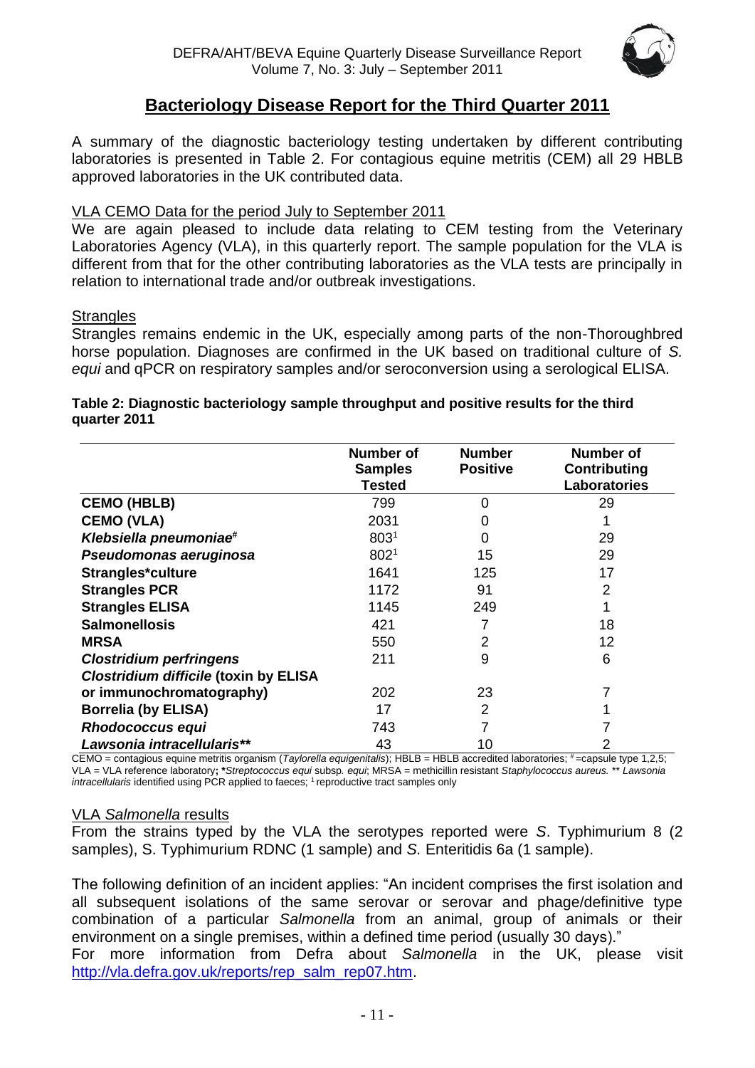## Bacteriology Disease Report for the Third Quarter 2011

A summary of the diagnostic bacteriology testing undertaken by different contributing laboratories is presented in Table 2. For contagious equine metritis (CEM) all 29 HBLB approved laboratories in the UK contributed data.

### VLA CEMO Data for the period July to September 2011

We are again pleased to include data relating to CEM testing from the Veterinary Laboratories Agency (VLA), in this quarterly report. The sample population for the VLA is different from that for the other contributing laboratories as the VLA tests are principally in relation to international trade and/or outbreak investigations.

### Strangles

Strangles remains endemic in the UK, especially among parts of the non-Thoroughbred horse population. Diagnoses are confirmed in the UK based on traditional culture of *S. equi* and qPCR on respiratory samples and/or seroconversion using a serological ELISA.

**Table 2: Diagnostic bacteriology sample throughput and positive results for the third quarter 2011**

| | Number of Samples Tested | Number Positive | Number of Contributing Laboratories |
|---|---|---|---|
| **CEMO (HBLB)** | 799 | 0 | 29 |
| **CEMO (VLA)** | 2031 | 0 | 1 |
| ***Klebsiella pneumoniae*[#]** | 803[1] | 0 | 29 |
| ***Pseudomonas aeruginosa*** | 802[1] | 15 | 29 |
| **Strangles*culture** | 1641 | 125 | 17 |
| **Strangles PCR** | 1172 | 91 | 2 |
| **Strangles ELISA** | 1145 | 249 | 1 |
| **Salmonellosis** | 421 | 7 | 18 |
| **MRSA** | 550 | 2 | 12 |
| ***Clostridium perfringens*** | 211 | 9 | 6 |
| ***Clostridium difficile* (toxin by ELISA or immunochromatography)** | 202 | 23 | 7 |
| **Borrelia (by ELISA)** | 17 | 2 | 1 |
| ***Rhodococcus equi*** | 743 | 7 | 7 |
| ***Lawsonia intracellularis*\*\*** | 43 | 10 | 2 |

CEMO = contagious equine metritis organism (*Taylorella equigenitalis*); HBLB = HBLB accredited laboratories; [#]=capsule type 1,2,5; VLA = VLA reference laboratory; ***Streptococcus equi* subsp. *equi*; MRSA = methicillin resistant *Staphylococcus aureus.* ** *Lawsonia intracellularis* identified using PCR applied to faeces; [1] reproductive tract samples only

### VLA *Salmonella* results

From the strains typed by the VLA the serotypes reported were *S*. Typhimurium 8 (2 samples), S. Typhimurium RDNC (1 sample) and *S.* Enteritidis 6a (1 sample).

The following definition of an incident applies: "An incident comprises the first isolation and all subsequent isolations of the same serovar or serovar and phage/definitive type combination of a particular *Salmonella* from an animal, group of animals or their environment on a single premises, within a defined time period (usually 30 days)."
For more information from Defra about *Salmonella* in the UK, please visit http://vla.defra.gov.uk/reports/rep_salm_rep07.htm.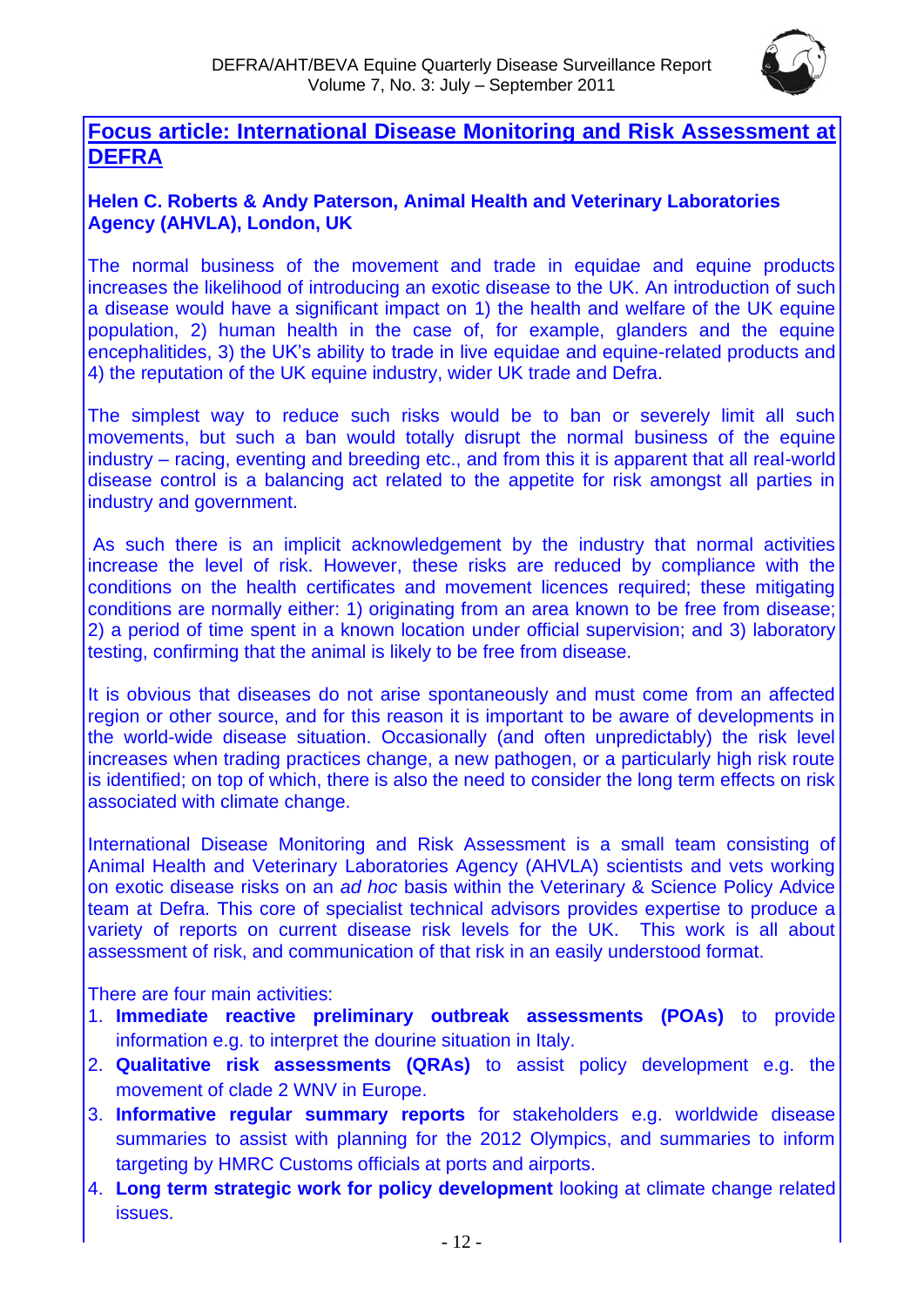## Focus article: International Disease Monitoring and Risk Assessment at DEFRA

**Helen C. Roberts & Andy Paterson, Animal Health and Veterinary Laboratories Agency (AHVLA), London, UK**

The normal business of the movement and trade in equidae and equine products increases the likelihood of introducing an exotic disease to the UK. An introduction of such a disease would have a significant impact on 1) the health and welfare of the UK equine population, 2) human health in the case of, for example, glanders and the equine encephalitides, 3) the UK's ability to trade in live equidae and equine-related products and 4) the reputation of the UK equine industry, wider UK trade and Defra.

The simplest way to reduce such risks would be to ban or severely limit all such movements, but such a ban would totally disrupt the normal business of the equine industry – racing, eventing and breeding etc., and from this it is apparent that all real-world disease control is a balancing act related to the appetite for risk amongst all parties in industry and government.

As such there is an implicit acknowledgement by the industry that normal activities increase the level of risk. However, these risks are reduced by compliance with the conditions on the health certificates and movement licences required; these mitigating conditions are normally either: 1) originating from an area known to be free from disease; 2) a period of time spent in a known location under official supervision; and 3) laboratory testing, confirming that the animal is likely to be free from disease.

It is obvious that diseases do not arise spontaneously and must come from an affected region or other source, and for this reason it is important to be aware of developments in the world-wide disease situation. Occasionally (and often unpredictably) the risk level increases when trading practices change, a new pathogen, or a particularly high risk route is identified; on top of which, there is also the need to consider the long term effects on risk associated with climate change.

International Disease Monitoring and Risk Assessment is a small team consisting of Animal Health and Veterinary Laboratories Agency (AHVLA) scientists and vets working on exotic disease risks on an *ad hoc* basis within the Veterinary & Science Policy Advice team at Defra. This core of specialist technical advisors provides expertise to produce a variety of reports on current disease risk levels for the UK. This work is all about assessment of risk, and communication of that risk in an easily understood format.

There are four main activities:

1. **Immediate reactive preliminary outbreak assessments (POAs)** to provide information e.g. to interpret the dourine situation in Italy.
2. **Qualitative risk assessments (QRAs)** to assist policy development e.g. the movement of clade 2 WNV in Europe.
3. **Informative regular summary reports** for stakeholders e.g. worldwide disease summaries to assist with planning for the 2012 Olympics, and summaries to inform targeting by HMRC Customs officials at ports and airports.
4. **Long term strategic work for policy development** looking at climate change related issues.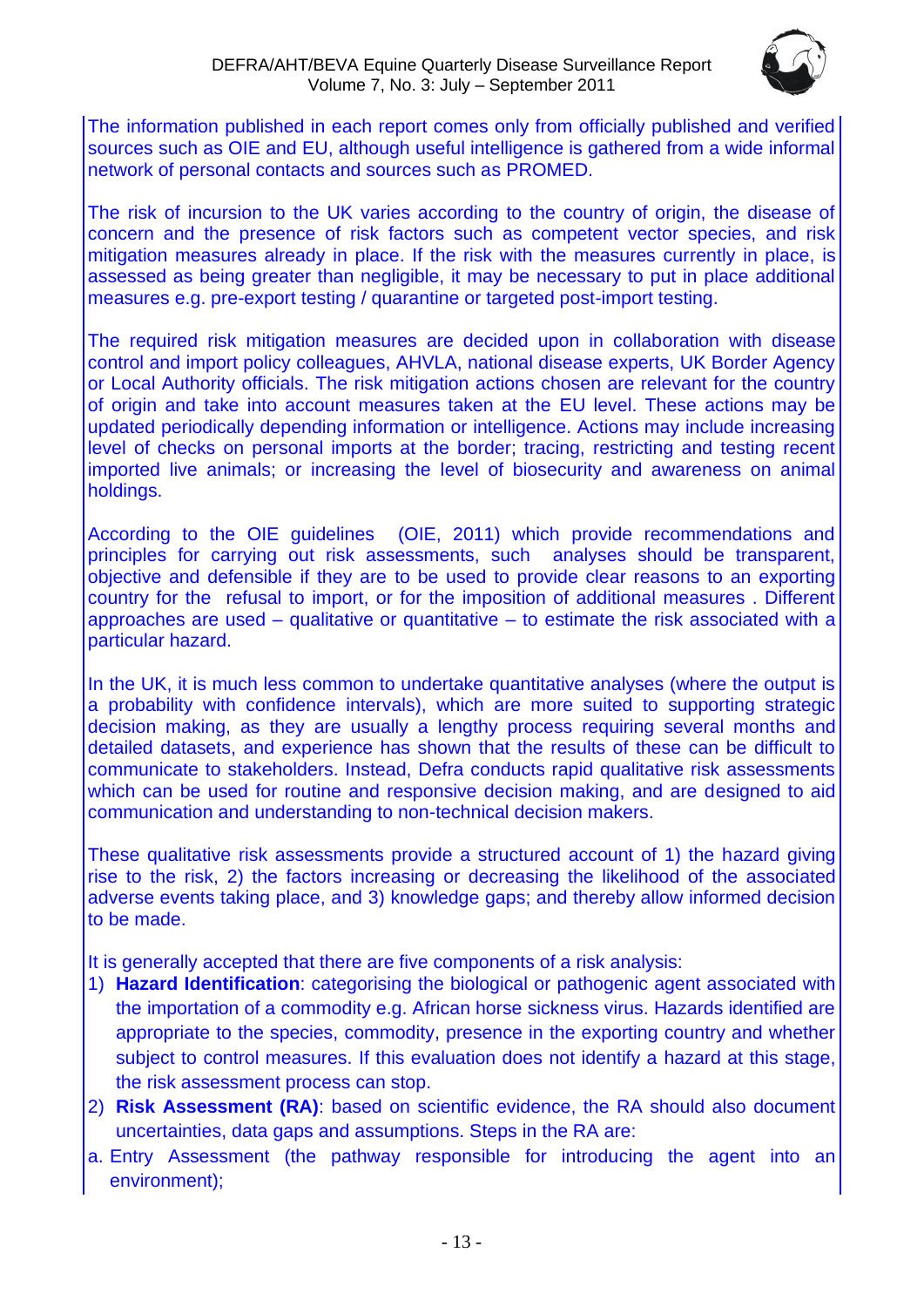The information published in each report comes only from officially published and verified sources such as OIE and EU, although useful intelligence is gathered from a wide informal network of personal contacts and sources such as PROMED.

The risk of incursion to the UK varies according to the country of origin, the disease of concern and the presence of risk factors such as competent vector species, and risk mitigation measures already in place. If the risk with the measures currently in place, is assessed as being greater than negligible, it may be necessary to put in place additional measures e.g. pre-export testing / quarantine or targeted post-import testing.

The required risk mitigation measures are decided upon in collaboration with disease control and import policy colleagues, AHVLA, national disease experts, UK Border Agency or Local Authority officials. The risk mitigation actions chosen are relevant for the country of origin and take into account measures taken at the EU level. These actions may be updated periodically depending information or intelligence. Actions may include increasing level of checks on personal imports at the border; tracing, restricting and testing recent imported live animals; or increasing the level of biosecurity and awareness on animal holdings.

According to the OIE guidelines (OIE, 2011) which provide recommendations and principles for carrying out risk assessments, such analyses should be transparent, objective and defensible if they are to be used to provide clear reasons to an exporting country for the refusal to import, or for the imposition of additional measures . Different approaches are used – qualitative or quantitative – to estimate the risk associated with a particular hazard.

In the UK, it is much less common to undertake quantitative analyses (where the output is a probability with confidence intervals), which are more suited to supporting strategic decision making, as they are usually a lengthy process requiring several months and detailed datasets, and experience has shown that the results of these can be difficult to communicate to stakeholders. Instead, Defra conducts rapid qualitative risk assessments which can be used for routine and responsive decision making, and are designed to aid communication and understanding to non-technical decision makers.

These qualitative risk assessments provide a structured account of 1) the hazard giving rise to the risk, 2) the factors increasing or decreasing the likelihood of the associated adverse events taking place, and 3) knowledge gaps; and thereby allow informed decision to be made.

It is generally accepted that there are five components of a risk analysis:

1) **Hazard Identification**: categorising the biological or pathogenic agent associated with the importation of a commodity e.g. African horse sickness virus. Hazards identified are appropriate to the species, commodity, presence in the exporting country and whether subject to control measures. If this evaluation does not identify a hazard at this stage, the risk assessment process can stop.
2) **Risk Assessment (RA)**: based on scientific evidence, the RA should also document uncertainties, data gaps and assumptions. Steps in the RA are:

a. Entry Assessment (the pathway responsible for introducing the agent into an environment);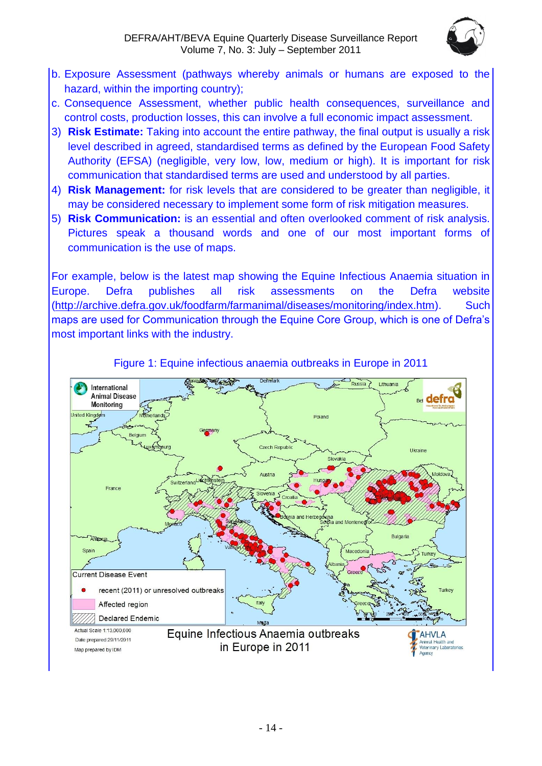b. Exposure Assessment (pathways whereby animals or humans are exposed to the hazard, within the importing country);
c. Consequence Assessment, whether public health consequences, surveillance and control costs, production losses, this can involve a full economic impact assessment.

3) **Risk Estimate:** Taking into account the entire pathway, the final output is usually a risk level described in agreed, standardised terms as defined by the European Food Safety Authority (EFSA) (negligible, very low, low, medium or high). It is important for risk communication that standardised terms are used and understood by all parties.
4) **Risk Management:** for risk levels that are considered to be greater than negligible, it may be considered necessary to implement some form of risk mitigation measures.
5) **Risk Communication:** is an essential and often overlooked comment of risk analysis. Pictures speak a thousand words and one of our most important forms of communication is the use of maps.

For example, below is the latest map showing the Equine Infectious Anaemia situation in Europe. Defra publishes all risk assessments on the Defra website (http://archive.defra.gov.uk/foodfarm/farmanimal/diseases/monitoring/index.htm). Such maps are used for Communication through the Equine Core Group, which is one of Defra's most important links with the industry.

Figure 1: Equine infectious anaemia outbreaks in Europe in 2011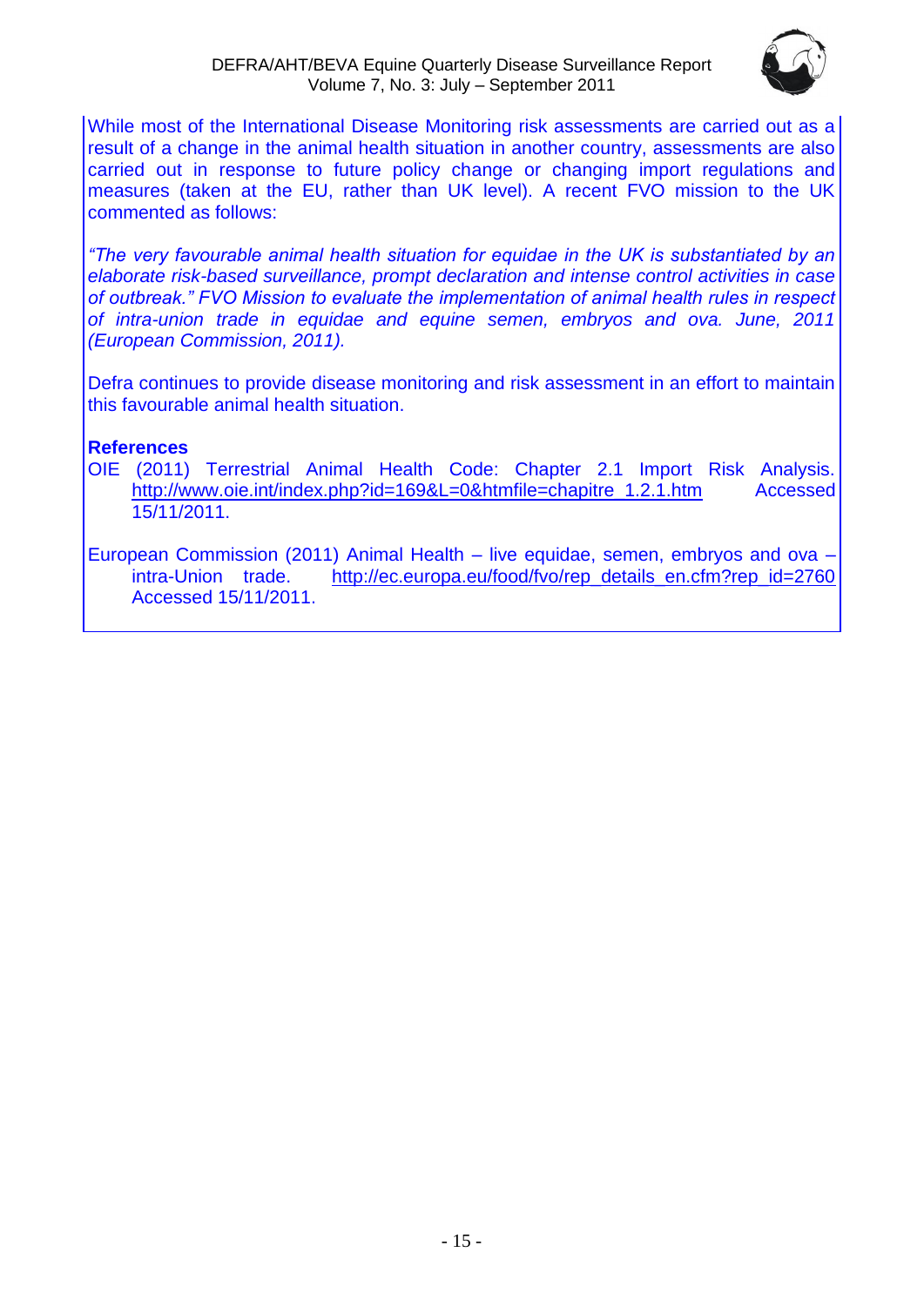While most of the International Disease Monitoring risk assessments are carried out as a result of a change in the animal health situation in another country, assessments are also carried out in response to future policy change or changing import regulations and measures (taken at the EU, rather than UK level). A recent FVO mission to the UK commented as follows:

*"The very favourable animal health situation for equidae in the UK is substantiated by an elaborate risk-based surveillance, prompt declaration and intense control activities in case of outbreak." FVO Mission to evaluate the implementation of animal health rules in respect of intra-union trade in equidae and equine semen, embryos and ova. June, 2011 (European Commission, 2011).*

Defra continues to provide disease monitoring and risk assessment in an effort to maintain this favourable animal health situation.

**References**

OIE (2011) Terrestrial Animal Health Code: Chapter 2.1 Import Risk Analysis. http://www.oie.int/index.php?id=169&L=0&htmfile=chapitre_1.2.1.htm Accessed 15/11/2011.

European Commission (2011) Animal Health – live equidae, semen, embryos and ova – intra-Union trade. http://ec.europa.eu/food/fvo/rep_details_en.cfm?rep_id=2760 Accessed 15/11/2011.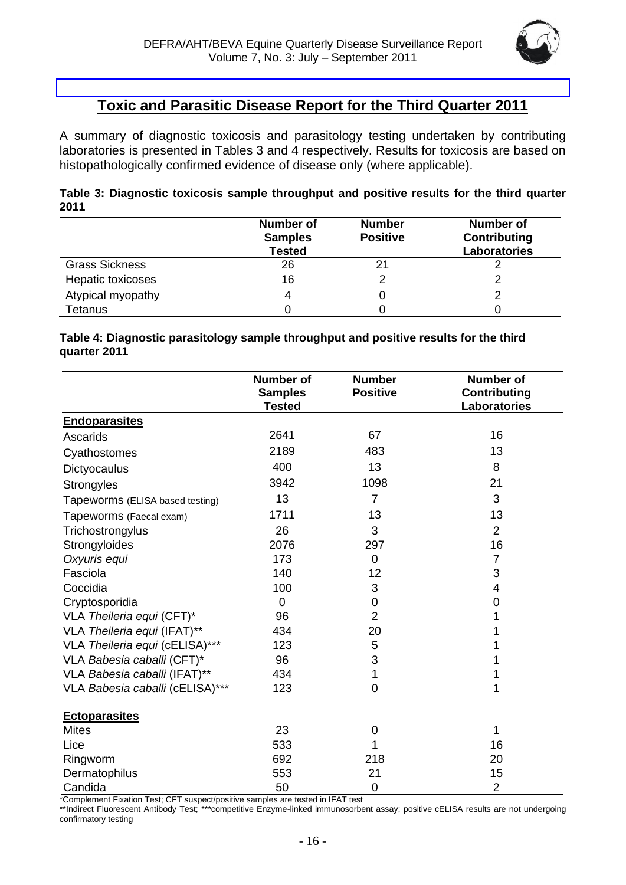## Toxic and Parasitic Disease Report for the Third Quarter 2011

A summary of diagnostic toxicosis and parasitology testing undertaken by contributing laboratories is presented in Tables 3 and 4 respectively. Results for toxicosis are based on histopathologically confirmed evidence of disease only (where applicable).

**Table 3: Diagnostic toxicosis sample throughput and positive results for the third quarter 2011**

| | Number of Samples Tested | Number Positive | Number of Contributing Laboratories |
|---|---|---|---|
| Grass Sickness | 26 | 21 | 2 |
| Hepatic toxicoses | 16 | 2 | 2 |
| Atypical myopathy | 4 | 0 | 2 |
| Tetanus | 0 | 0 | 0 |

**Table 4: Diagnostic parasitology sample throughput and positive results for the third quarter 2011**

| | Number of Samples Tested | Number Positive | Number of Contributing Laboratories |
|---|---|---|---|
| **Endoparasites** | | | |
| Ascarids | 2641 | 67 | 16 |
| Cyathostomes | 2189 | 483 | 13 |
| Dictyocaulus | 400 | 13 | 8 |
| Strongyles | 3942 | 1098 | 21 |
| Tapeworms (ELISA based testing) | 13 | 7 | 3 |
| Tapeworms (Faecal exam) | 1711 | 13 | 13 |
| Trichostrongylus | 26 | 3 | 2 |
| Strongyloides | 2076 | 297 | 16 |
| *Oxyuris equi* | 173 | 0 | 7 |
| Fasciola | 140 | 12 | 3 |
| Coccidia | 100 | 3 | 4 |
| Cryptosporidia | 0 | 0 | 0 |
| VLA *Theileria equi* (CFT)* | 96 | 2 | 1 |
| VLA *Theileria equi* (IFAT)** | 434 | 20 | 1 |
| VLA *Theileria equi* (cELISA)*** | 123 | 5 | 1 |
| VLA *Babesia caballi* (CFT)* | 96 | 3 | 1 |
| VLA *Babesia caballi* (IFAT)** | 434 | 1 | 1 |
| VLA *Babesia caballi* (cELISA)*** | 123 | 0 | 1 |
| **Ectoparasites** | | | |
| Mites | 23 | 0 | 1 |
| Lice | 533 | 1 | 16 |
| Ringworm | 692 | 218 | 20 |
| Dermatophilus | 553 | 21 | 15 |
| Candida | 50 | 0 | 2 |

*Complement Fixation Test; CFT suspect/positive samples are tested in IFAT test
**Indirect Fluorescent Antibody Test; ***competitive Enzyme-linked immunosorbent assay; positive cELISA results are not undergoing confirmatory testing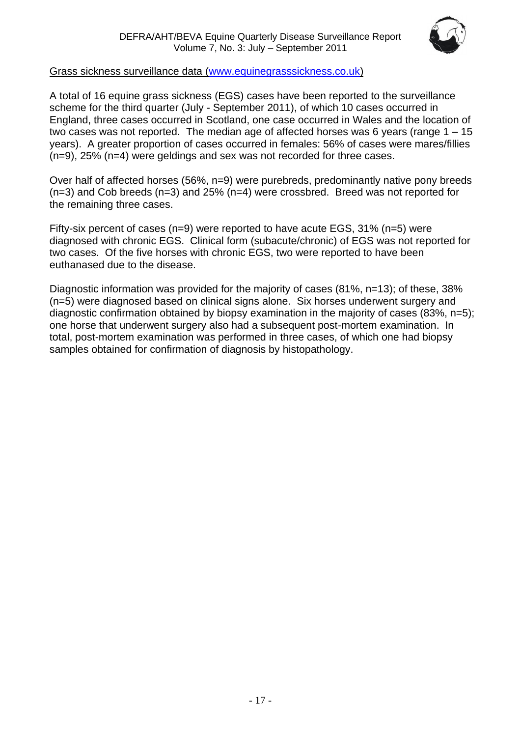Grass sickness surveillance data (www.equinegrasssickness.co.uk)

A total of 16 equine grass sickness (EGS) cases have been reported to the surveillance scheme for the third quarter (July - September 2011), of which 10 cases occurred in England, three cases occurred in Scotland, one case occurred in Wales and the location of two cases was not reported. The median age of affected horses was 6 years (range 1 – 15 years). A greater proportion of cases occurred in females: 56% of cases were mares/fillies (n=9), 25% (n=4) were geldings and sex was not recorded for three cases.

Over half of affected horses (56%, n=9) were purebreds, predominantly native pony breeds (n=3) and Cob breeds (n=3) and 25% (n=4) were crossbred. Breed was not reported for the remaining three cases.

Fifty-six percent of cases (n=9) were reported to have acute EGS, 31% (n=5) were diagnosed with chronic EGS. Clinical form (subacute/chronic) of EGS was not reported for two cases. Of the five horses with chronic EGS, two were reported to have been euthanased due to the disease.

Diagnostic information was provided for the majority of cases (81%, n=13); of these, 38% (n=5) were diagnosed based on clinical signs alone. Six horses underwent surgery and diagnostic confirmation obtained by biopsy examination in the majority of cases (83%, n=5); one horse that underwent surgery also had a subsequent post-mortem examination. In total, post-mortem examination was performed in three cases, of which one had biopsy samples obtained for confirmation of diagnosis by histopathology.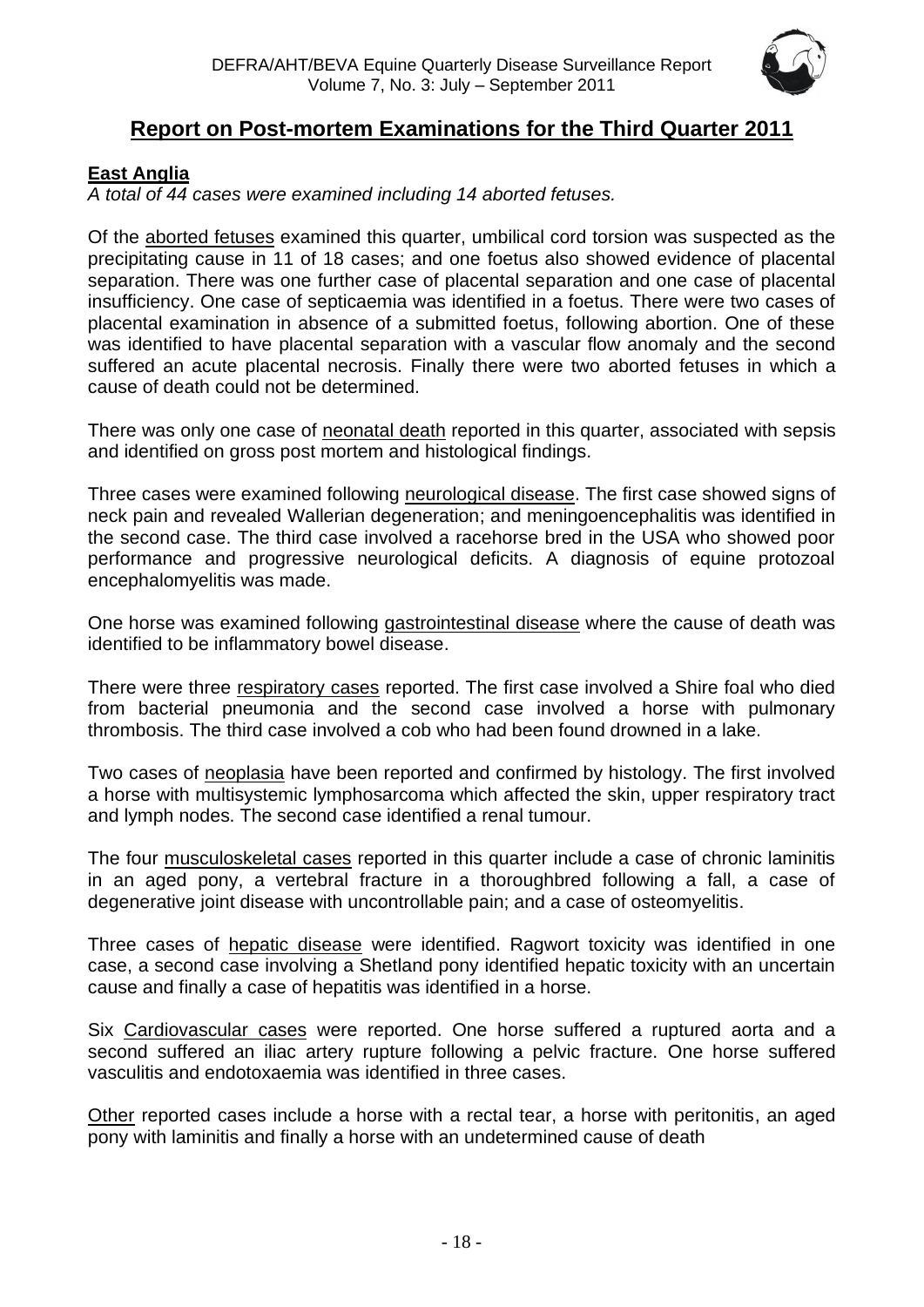## Report on Post-mortem Examinations for the Third Quarter 2011

### East Anglia

*A total of 44 cases were examined including 14 aborted fetuses.*

Of the aborted fetuses examined this quarter, umbilical cord torsion was suspected as the precipitating cause in 11 of 18 cases; and one foetus also showed evidence of placental separation. There was one further case of placental separation and one case of placental insufficiency. One case of septicaemia was identified in a foetus. There were two cases of placental examination in absence of a submitted foetus, following abortion. One of these was identified to have placental separation with a vascular flow anomaly and the second suffered an acute placental necrosis. Finally there were two aborted fetuses in which a cause of death could not be determined.

There was only one case of neonatal death reported in this quarter, associated with sepsis and identified on gross post mortem and histological findings.

Three cases were examined following neurological disease. The first case showed signs of neck pain and revealed Wallerian degeneration; and meningoencephalitis was identified in the second case. The third case involved a racehorse bred in the USA who showed poor performance and progressive neurological deficits. A diagnosis of equine protozoal encephalomyelitis was made.

One horse was examined following gastrointestinal disease where the cause of death was identified to be inflammatory bowel disease.

There were three respiratory cases reported. The first case involved a Shire foal who died from bacterial pneumonia and the second case involved a horse with pulmonary thrombosis. The third case involved a cob who had been found drowned in a lake.

Two cases of neoplasia have been reported and confirmed by histology. The first involved a horse with multisystemic lymphosarcoma which affected the skin, upper respiratory tract and lymph nodes. The second case identified a renal tumour.

The four musculoskeletal cases reported in this quarter include a case of chronic laminitis in an aged pony, a vertebral fracture in a thoroughbred following a fall, a case of degenerative joint disease with uncontrollable pain; and a case of osteomyelitis.

Three cases of hepatic disease were identified. Ragwort toxicity was identified in one case, a second case involving a Shetland pony identified hepatic toxicity with an uncertain cause and finally a case of hepatitis was identified in a horse.

Six Cardiovascular cases were reported. One horse suffered a ruptured aorta and a second suffered an iliac artery rupture following a pelvic fracture. One horse suffered vasculitis and endotoxaemia was identified in three cases.

Other reported cases include a horse with a rectal tear, a horse with peritonitis, an aged pony with laminitis and finally a horse with an undetermined cause of death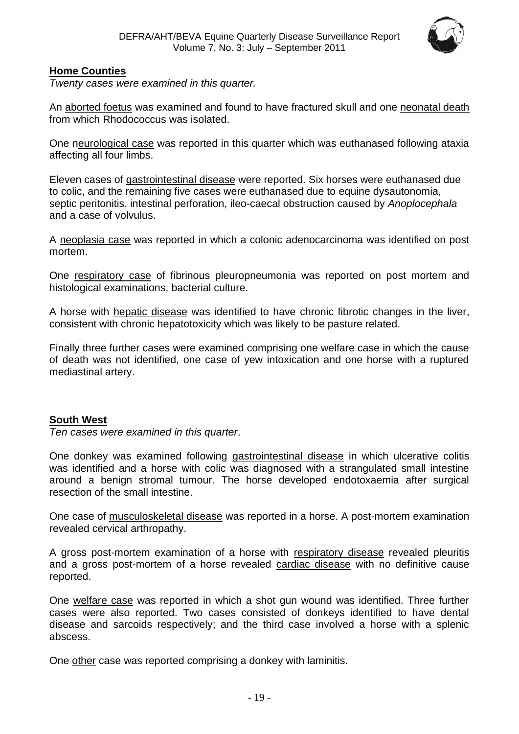## **Home Counties**

*Twenty cases were examined in this quarter.*

An aborted foetus was examined and found to have fractured skull and one neonatal death from which Rhodococcus was isolated.

One neurological case was reported in this quarter which was euthanased following ataxia affecting all four limbs.

Eleven cases of gastrointestinal disease were reported. Six horses were euthanased due to colic, and the remaining five cases were euthanased due to equine dysautonomia, septic peritonitis, intestinal perforation, ileo-caecal obstruction caused by *Anoplocephala* and a case of volvulus.

A neoplasia case was reported in which a colonic adenocarcinoma was identified on post mortem.

One respiratory case of fibrinous pleuropneumonia was reported on post mortem and histological examinations, bacterial culture.

A horse with hepatic disease was identified to have chronic fibrotic changes in the liver, consistent with chronic hepatotoxicity which was likely to be pasture related.

Finally three further cases were examined comprising one welfare case in which the cause of death was not identified, one case of yew intoxication and one horse with a ruptured mediastinal artery.

## **South West**

*Ten cases were examined in this quarter*.

One donkey was examined following gastrointestinal disease in which ulcerative colitis was identified and a horse with colic was diagnosed with a strangulated small intestine around a benign stromal tumour. The horse developed endotoxaemia after surgical resection of the small intestine.

One case of musculoskeletal disease was reported in a horse. A post-mortem examination revealed cervical arthropathy.

A gross post-mortem examination of a horse with respiratory disease revealed pleuritis and a gross post-mortem of a horse revealed cardiac disease with no definitive cause reported.

One welfare case was reported in which a shot gun wound was identified. Three further cases were also reported. Two cases consisted of donkeys identified to have dental disease and sarcoids respectively; and the third case involved a horse with a splenic abscess.

One other case was reported comprising a donkey with laminitis.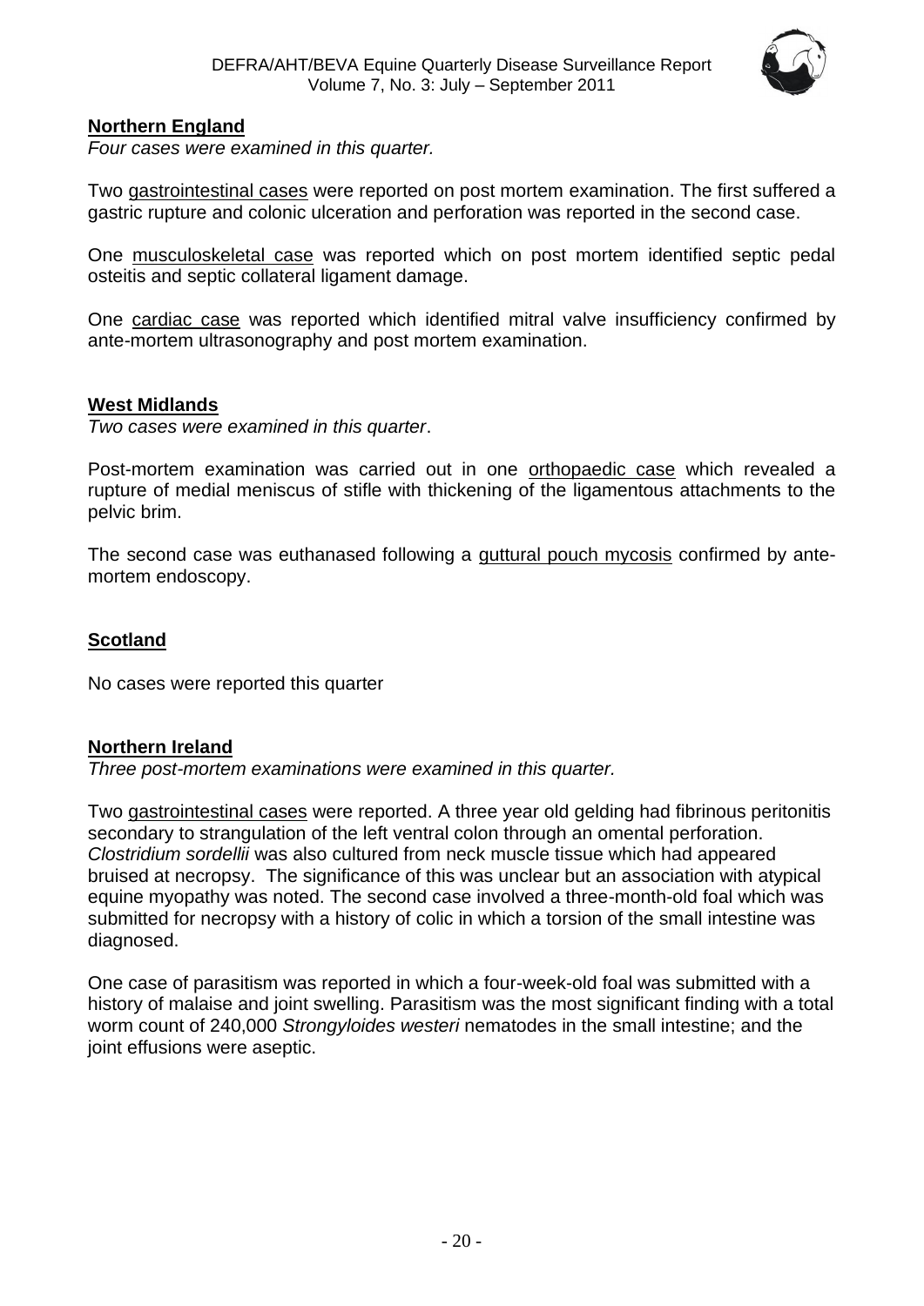## Northern England

*Four cases were examined in this quarter.*

Two gastrointestinal cases were reported on post mortem examination. The first suffered a gastric rupture and colonic ulceration and perforation was reported in the second case.

One musculoskeletal case was reported which on post mortem identified septic pedal osteitis and septic collateral ligament damage.

One cardiac case was reported which identified mitral valve insufficiency confirmed by ante-mortem ultrasonography and post mortem examination.

## West Midlands

*Two cases were examined in this quarter*.

Post-mortem examination was carried out in one orthopaedic case which revealed a rupture of medial meniscus of stifle with thickening of the ligamentous attachments to the pelvic brim.

The second case was euthanased following a guttural pouch mycosis confirmed by ante-mortem endoscopy.

## Scotland

No cases were reported this quarter

## Northern Ireland

*Three post-mortem examinations were examined in this quarter.*

Two gastrointestinal cases were reported. A three year old gelding had fibrinous peritonitis secondary to strangulation of the left ventral colon through an omental perforation. *Clostridium sordellii* was also cultured from neck muscle tissue which had appeared bruised at necropsy. The significance of this was unclear but an association with atypical equine myopathy was noted. The second case involved a three-month-old foal which was submitted for necropsy with a history of colic in which a torsion of the small intestine was diagnosed.

One case of parasitism was reported in which a four-week-old foal was submitted with a history of malaise and joint swelling. Parasitism was the most significant finding with a total worm count of 240,000 *Strongyloides westeri* nematodes in the small intestine; and the joint effusions were aseptic.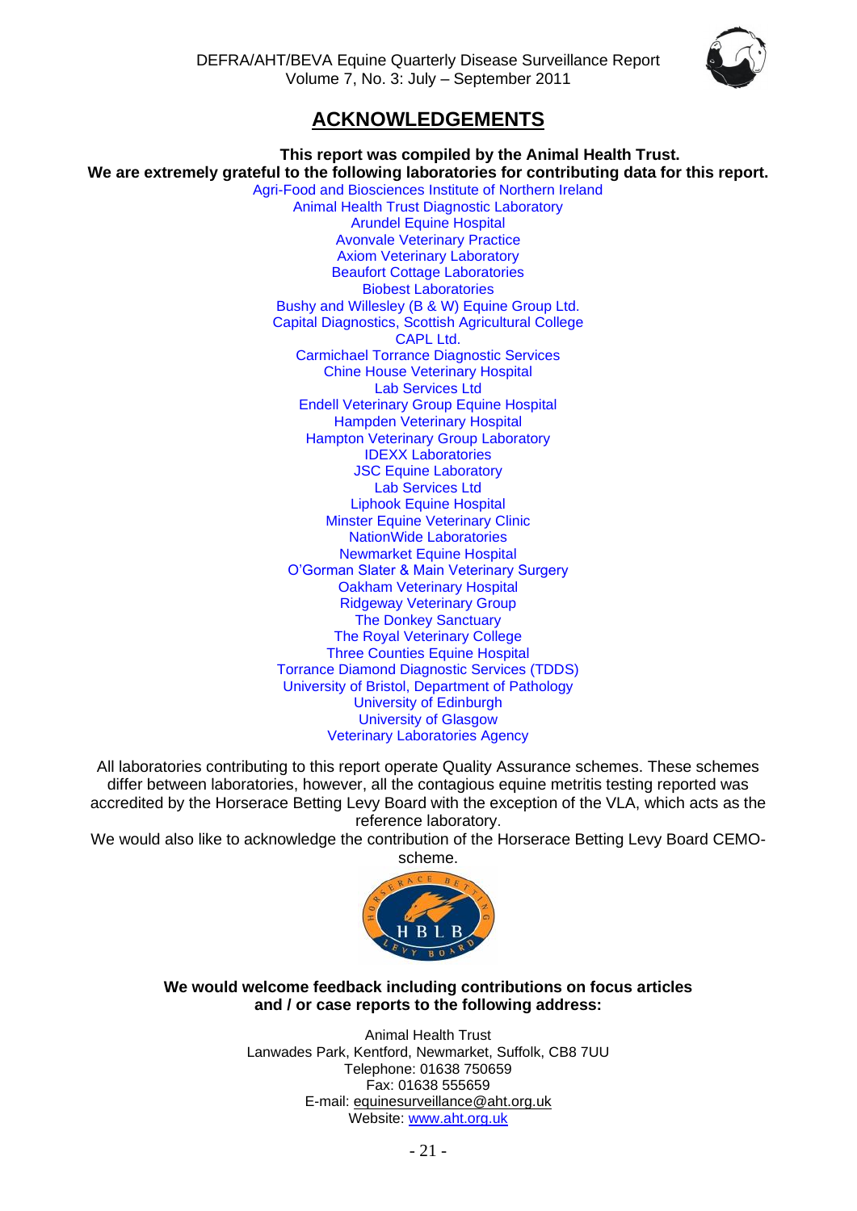# ACKNOWLEDGEMENTS

**This report was compiled by the Animal Health Trust.**
**We are extremely grateful to the following laboratories for contributing data for this report.**

Agri-Food and Biosciences Institute of Northern Ireland
Animal Health Trust Diagnostic Laboratory
Arundel Equine Hospital
Avonvale Veterinary Practice
Axiom Veterinary Laboratory
Beaufort Cottage Laboratories
Biobest Laboratories
Bushy and Willesley (B & W) Equine Group Ltd.
Capital Diagnostics, Scottish Agricultural College
CAPL Ltd.
Carmichael Torrance Diagnostic Services
Chine House Veterinary Hospital
Lab Services Ltd
Endell Veterinary Group Equine Hospital
Hampden Veterinary Hospital
Hampton Veterinary Group Laboratory
IDEXX Laboratories
JSC Equine Laboratory
Lab Services Ltd
Liphook Equine Hospital
Minster Equine Veterinary Clinic
NationWide Laboratories
Newmarket Equine Hospital
O'Gorman Slater & Main Veterinary Surgery
Oakham Veterinary Hospital
Ridgeway Veterinary Group
The Donkey Sanctuary
The Royal Veterinary College
Three Counties Equine Hospital
Torrance Diamond Diagnostic Services (TDDS)
University of Bristol, Department of Pathology
University of Edinburgh
University of Glasgow
Veterinary Laboratories Agency

All laboratories contributing to this report operate Quality Assurance schemes. These schemes differ between laboratories, however, all the contagious equine metritis testing reported was accredited by the Horserace Betting Levy Board with the exception of the VLA, which acts as the reference laboratory.

We would also like to acknowledge the contribution of the Horserace Betting Levy Board CEMO-scheme.

**We would welcome feedback including contributions on focus articles and / or case reports to the following address:**

Animal Health Trust
Lanwades Park, Kentford, Newmarket, Suffolk, CB8 7UU
Telephone: 01638 750659
Fax: 01638 555659
E-mail: equinesurveillance@aht.org.uk
Website: www.aht.org.uk